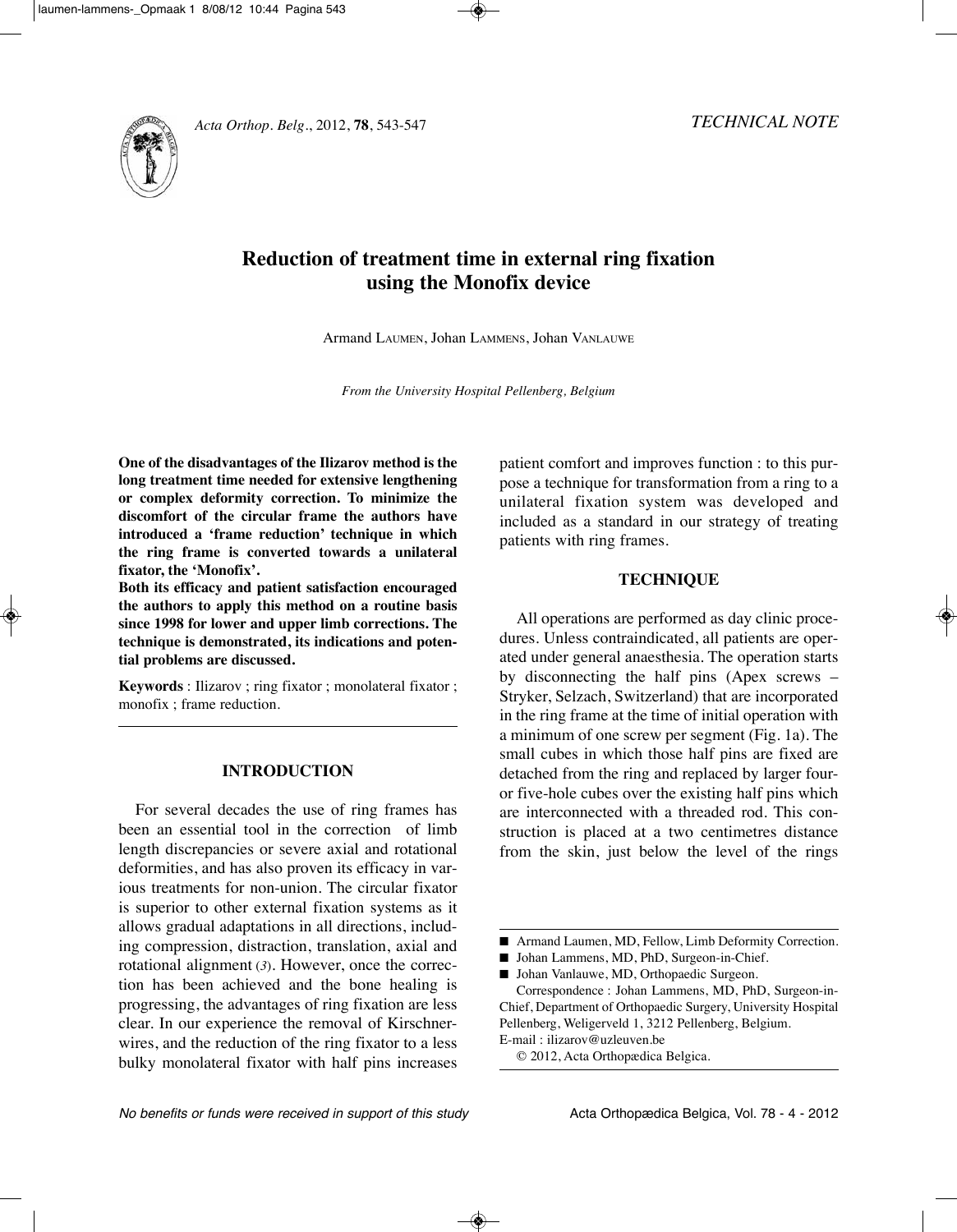*TECHNICAL NOTE*

# Reduction of treatment time in external ring fixation using the Monofix device

Armand LAUMEN, Johan LAMMENS, Johan VANLAUWE

*From the University Hospital Pellenberg, Belgium*

**One of the disadvantages of the Ilizarov method is the long treatment time needed for extensive lengthening or complex deformity correction. To minimize the discomfort of the circular frame the authors have introduced a 'frame reduction' technique in which the ring frame is converted towards a unilateral fixator, the 'Monofix'.**

**Both its efficacy and patient satisfaction encouraged the authors to apply this method on a routine basis since 1998 for lower and upper limb corrections. The technique is demonstrated, its indications and potential problems are discussed.**

**Keywords** : Ilizarov ; ring fixator ; monolateral fixator ; monofix ; frame reduction.

## INTRODUCTION

For several decades the use of ring frames has been an essential tool in the correction of limb length discrepancies or severe axial and rotational deformities, and has also proven its efficacy in various treatments for non-union. The circular fixator is superior to other external fixation systems as it allows gradual adaptations in all directions, including compression, distraction, translation, axial and rotational alignment (*3*). However, once the correction has been achieved and the bone healing is progressing, the advantages of ring fixation are less clear. In our experience the removal of Kirschner-wires, and the reduction of the ring fixator to a less bulky monolateral fixator with half pins increases patient comfort and improves function : to this purpose a technique for transformation from a ring to a unilateral fixation system was developed and included as a standard in our strategy of treating patients with ring frames.

## TECHNIQUE

All operations are performed as day clinic procedures. Unless contraindicated, all patients are operated under general anaesthesia. The operation starts by disconnecting the half pins (Apex screws – Stryker, Selzach, Switzerland) that are incorporated in the ring frame at the time of initial operation with a minimum of one screw per segment (Fig. 1a). The small cubes in which those half pins are fixed are detached from the ring and replaced by larger four- or five-hole cubes over the existing half pins which are interconnected with a threaded rod. This construction is placed at a two centimetres distance from the skin, just below the level of the rings

---

- Armand Laumen, MD, Fellow, Limb Deformity Correction.
- Johan Lammens, MD, PhD, Surgeon-in-Chief.
- Johan Vanlauwe, MD, Orthopaedic Surgeon.

Correspondence : Johan Lammens, MD, PhD, Surgeon-in-Chief, Department of Orthopaedic Surgery, University Hospital Pellenberg, Weligerveld 1, 3212 Pellenberg, Belgium.
E-mail : ilizarov@uzleuven.be

© 2012, Acta Orthopædica Belgica.

*No benefits or funds were received in support of this study*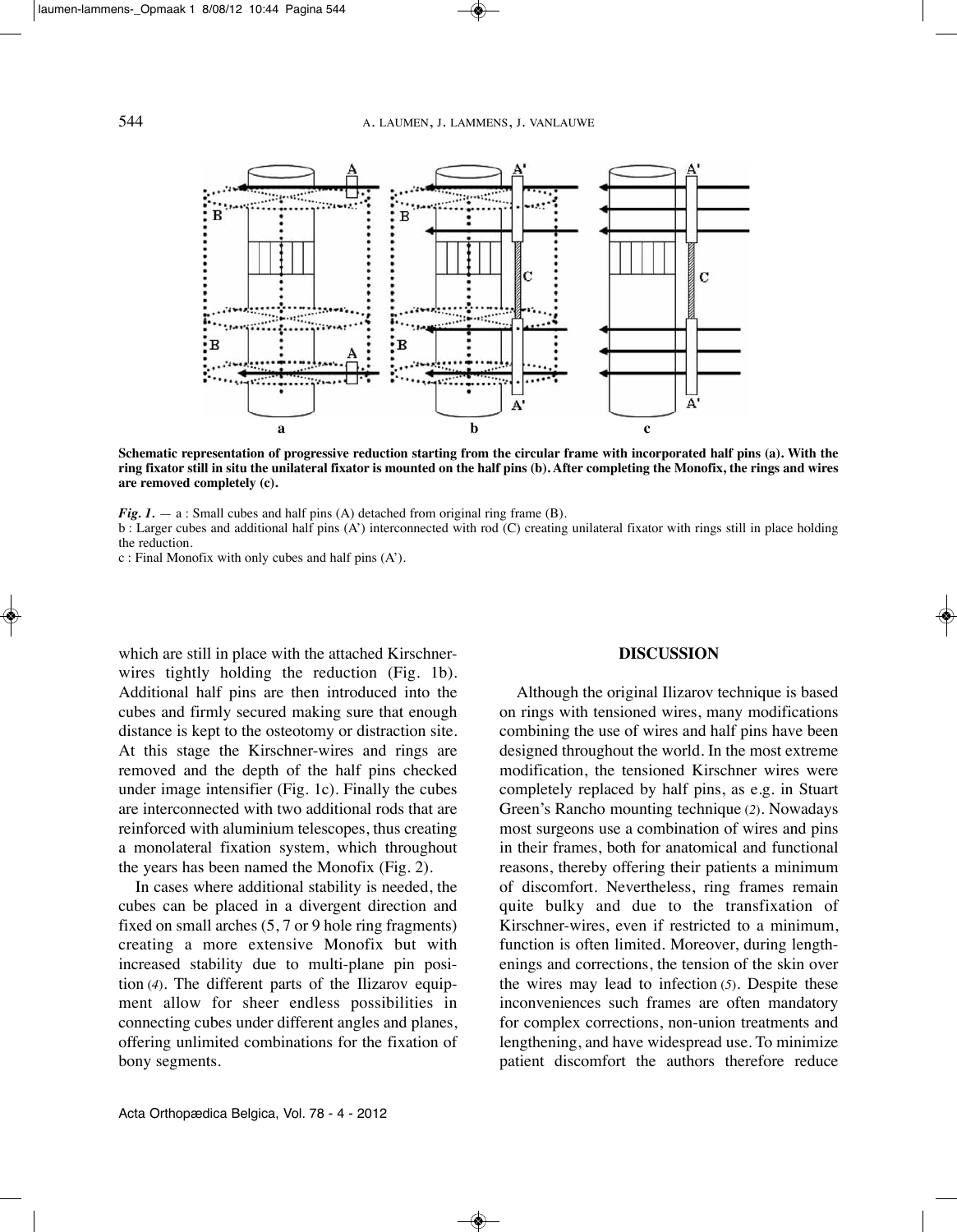**Schematic representation of progressive reduction starting from the circular frame with incorporated half pins (a). With the ring fixator still in situ the unilateral fixator is mounted on the half pins (b). After completing the Monofix, the rings and wires are removed completely (c).**

***Fig. 1.*** — a : Small cubes and half pins (A) detached from original ring frame (B).
b : Larger cubes and additional half pins (A') interconnected with rod (C) creating unilateral fixator with rings still in place holding the reduction.
c : Final Monofix with only cubes and half pins (A').

which are still in place with the attached Kirschner-wires tightly holding the reduction (Fig. 1b). Additional half pins are then introduced into the cubes and firmly secured making sure that enough distance is kept to the osteotomy or distraction site. At this stage the Kirschner-wires and rings are removed and the depth of the half pins checked under image intensifier (Fig. 1c). Finally the cubes are interconnected with two additional rods that are reinforced with aluminium telescopes, thus creating a monolateral fixation system, which throughout the years has been named the Monofix (Fig. 2).

In cases where additional stability is needed, the cubes can be placed in a divergent direction and fixed on small arches (5, 7 or 9 hole ring fragments) creating a more extensive Monofix but with increased stability due to multi-plane pin position (*4*). The different parts of the Ilizarov equipment allow for sheer endless possibilities in connecting cubes under different angles and planes, offering unlimited combinations for the fixation of bony segments.

## DISCUSSION

Although the original Ilizarov technique is based on rings with tensioned wires, many modifications combining the use of wires and half pins have been designed throughout the world. In the most extreme modification, the tensioned Kirschner wires were completely replaced by half pins, as e.g. in Stuart Green's Rancho mounting technique (*2*). Nowadays most surgeons use a combination of wires and pins in their frames, both for anatomical and functional reasons, thereby offering their patients a minimum of discomfort. Nevertheless, ring frames remain quite bulky and due to the transfixation of Kirschner-wires, even if restricted to a minimum, function is often limited. Moreover, during lengthenings and corrections, the tension of the skin over the wires may lead to infection (*5*). Despite these inconveniences such frames are often mandatory for complex corrections, non-union treatments and lengthening, and have widespread use. To minimize patient discomfort the authors therefore reduce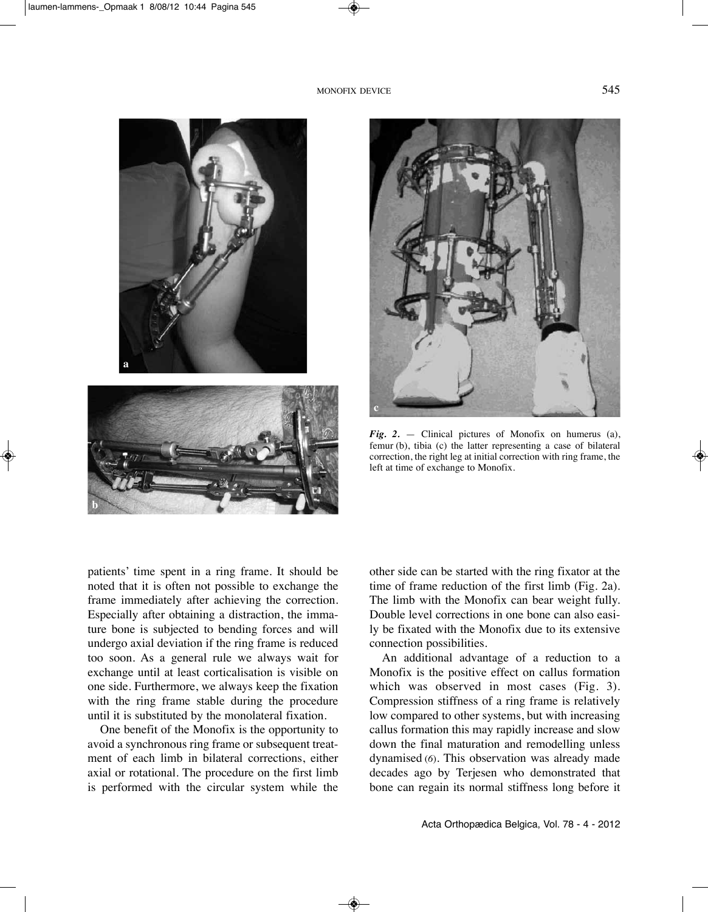*Fig. 2.* — Clinical pictures of Monofix on humerus (a), femur (b), tibia (c) the latter representing a case of bilateral correction, the right leg at initial correction with ring frame, the left at time of exchange to Monofix.

patients' time spent in a ring frame. It should be noted that it is often not possible to exchange the frame immediately after achieving the correction. Especially after obtaining a distraction, the immature bone is subjected to bending forces and will undergo axial deviation if the ring frame is reduced too soon. As a general rule we always wait for exchange until at least corticalisation is visible on one side. Furthermore, we always keep the fixation with the ring frame stable during the procedure until it is substituted by the monolateral fixation.

One benefit of the Monofix is the opportunity to avoid a synchronous ring frame or subsequent treatment of each limb in bilateral corrections, either axial or rotational. The procedure on the first limb is performed with the circular system while the other side can be started with the ring fixator at the time of frame reduction of the first limb (Fig. 2a). The limb with the Monofix can bear weight fully. Double level corrections in one bone can also easily be fixated with the Monofix due to its extensive connection possibilities.

An additional advantage of a reduction to a Monofix is the positive effect on callus formation which was observed in most cases (Fig. 3). Compression stiffness of a ring frame is relatively low compared to other systems, but with increasing callus formation this may rapidly increase and slow down the final maturation and remodelling unless dynamised (*6*). This observation was already made decades ago by Terjesen who demonstrated that bone can regain its normal stiffness long before it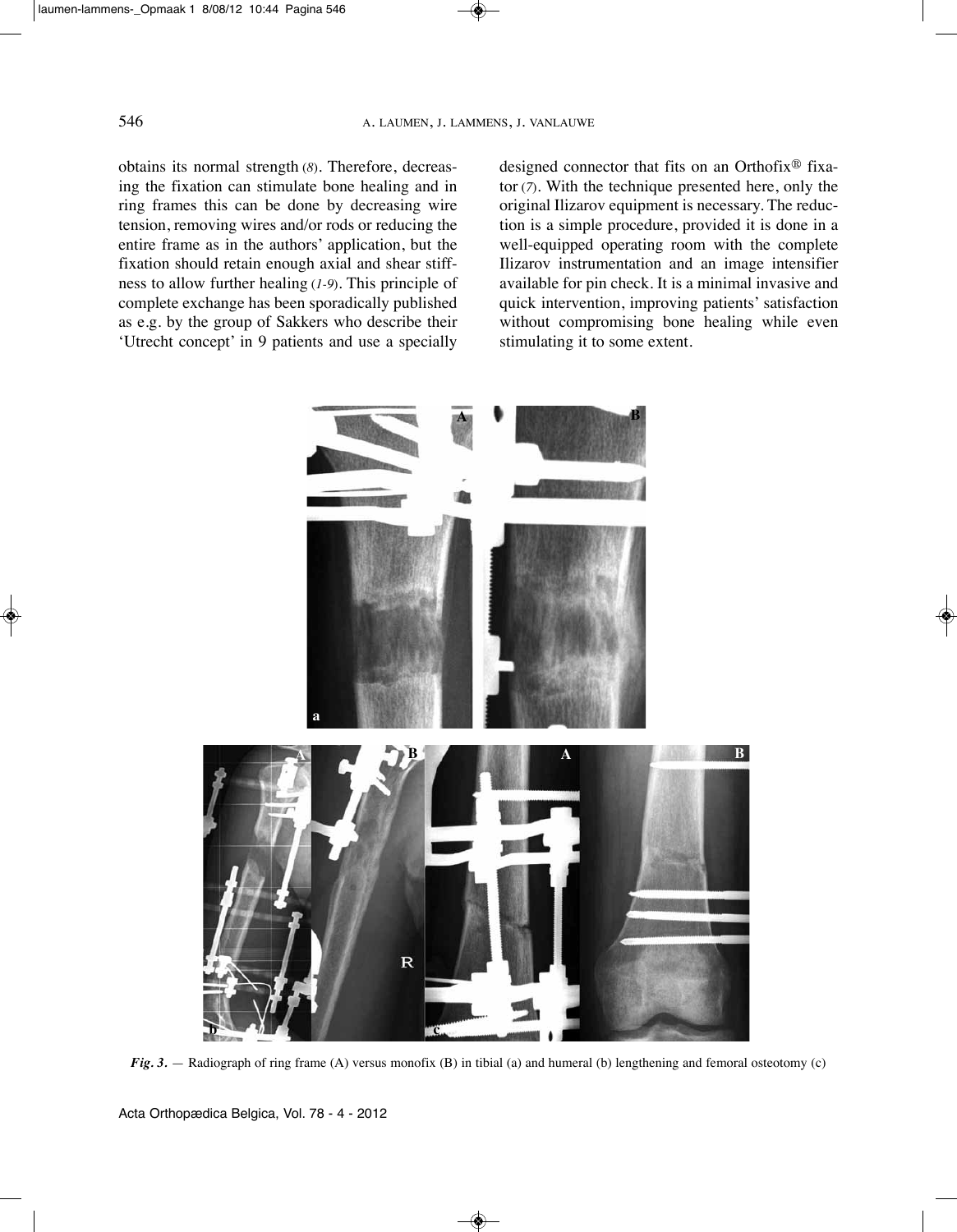obtains its normal strength (8). Therefore, decreasing the fixation can stimulate bone healing and in ring frames this can be done by decreasing wire tension, removing wires and/or rods or reducing the entire frame as in the authors' application, but the fixation should retain enough axial and shear stiffness to allow further healing (1-9). This principle of complete exchange has been sporadically published as e.g. by the group of Sakkers who describe their 'Utrecht concept' in 9 patients and use a specially designed connector that fits on an Orthofix® fixator (7). With the technique presented here, only the original Ilizarov equipment is necessary. The reduction is a simple procedure, provided it is done in a well-equipped operating room with the complete Ilizarov instrumentation and an image intensifier available for pin check. It is a minimal invasive and quick intervention, improving patients' satisfaction without compromising bone healing while even stimulating it to some extent.

*Fig. 3.* — Radiograph of ring frame (A) versus monofix (B) in tibial (a) and humeral (b) lengthening and femoral osteotomy (c)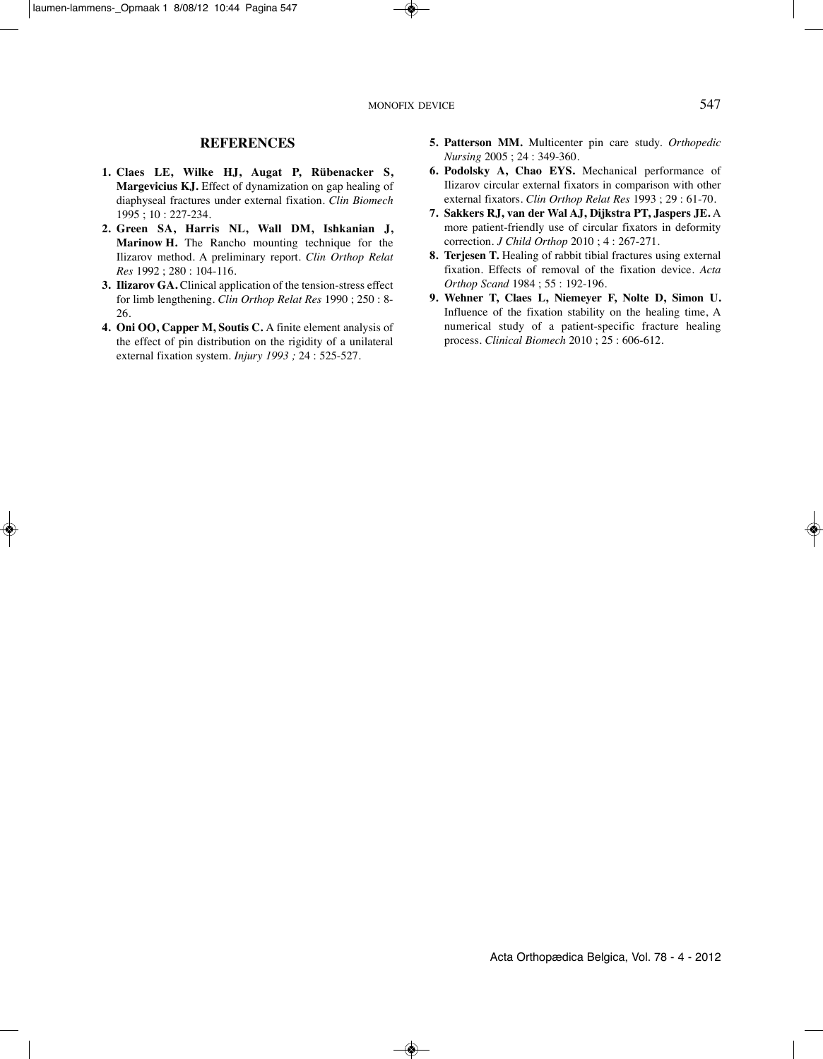## REFERENCES

1. **Claes LE, Wilke HJ, Augat P, Rübenacker S, Margevicius KJ.** Effect of dynamization on gap healing of diaphyseal fractures under external fixation. *Clin Biomech* 1995 ; 10 : 227-234.
2. **Green SA, Harris NL, Wall DM, Ishkanian J, Marinow H.** The Rancho mounting technique for the Ilizarov method. A preliminary report. *Clin Orthop Relat Res* 1992 ; 280 : 104-116.
3. **Ilizarov GA.** Clinical application of the tension-stress effect for limb lengthening. *Clin Orthop Relat Res* 1990 ; 250 : 8-26.
4. **Oni OO, Capper M, Soutis C.** A finite element analysis of the effect of pin distribution on the rigidity of a unilateral external fixation system. *Injury 1993 ;* 24 : 525-527.
5. **Patterson MM.** Multicenter pin care study. *Orthopedic Nursing* 2005 ; 24 : 349-360.
6. **Podolsky A, Chao EYS.** Mechanical performance of Ilizarov circular external fixators in comparison with other external fixators. *Clin Orthop Relat Res* 1993 ; 29 : 61-70.
7. **Sakkers RJ, van der Wal AJ, Dijkstra PT, Jaspers JE.** A more patient-friendly use of circular fixators in deformity correction. *J Child Orthop* 2010 ; 4 : 267-271.
8. **Terjesen T.** Healing of rabbit tibial fractures using external fixation. Effects of removal of the fixation device. *Acta Orthop Scand* 1984 ; 55 : 192-196.
9. **Wehner T, Claes L, Niemeyer F, Nolte D, Simon U.** Influence of the fixation stability on the healing time, A numerical study of a patient-specific fracture healing process. *Clinical Biomech* 2010 ; 25 : 606-612.